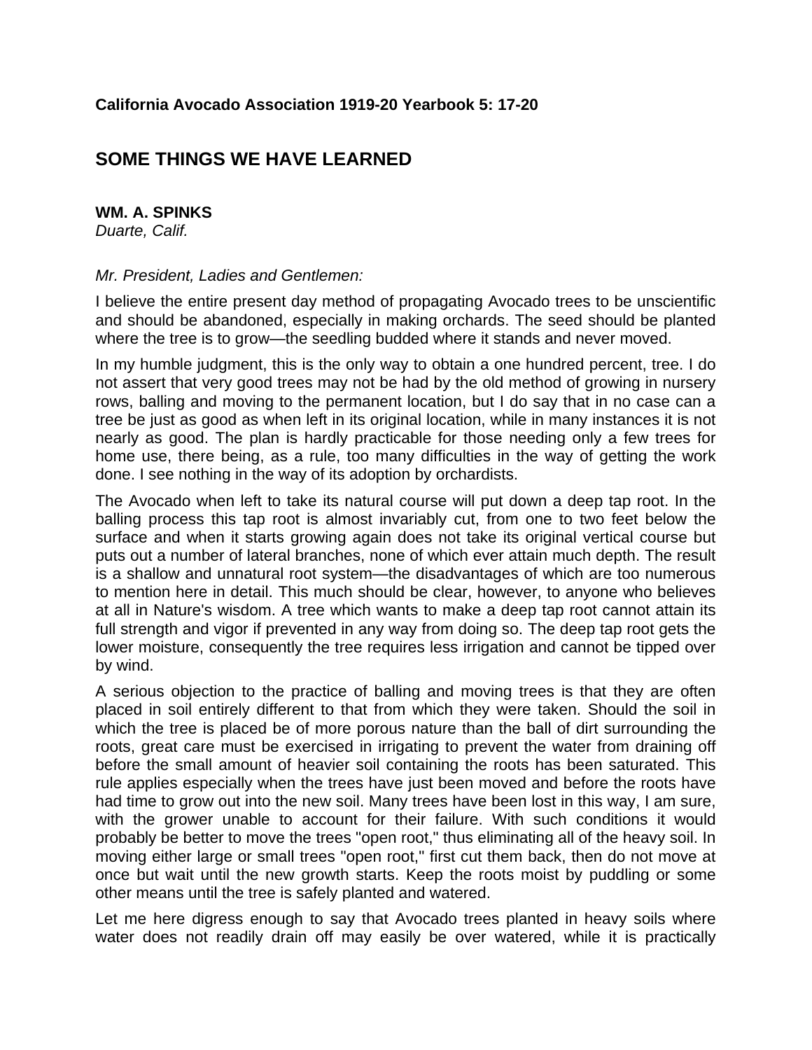**California Avocado Association 1919-20 Yearbook 5: 17-20**

# SOME THINGS WE HAVE LEARNED

**WM. A. SPINKS**
*Duarte, Calif.*

*Mr. President, Ladies and Gentlemen:*

I believe the entire present day method of propagating Avocado trees to be unscientific and should be abandoned, especially in making orchards. The seed should be planted where the tree is to grow—the seedling budded where it stands and never moved.

In my humble judgment, this is the only way to obtain a one hundred percent, tree. I do not assert that very good trees may not be had by the old method of growing in nursery rows, balling and moving to the permanent location, but I do say that in no case can a tree be just as good as when left in its original location, while in many instances it is not nearly as good. The plan is hardly practicable for those needing only a few trees for home use, there being, as a rule, too many difficulties in the way of getting the work done. I see nothing in the way of its adoption by orchardists.

The Avocado when left to take its natural course will put down a deep tap root. In the balling process this tap root is almost invariably cut, from one to two feet below the surface and when it starts growing again does not take its original vertical course but puts out a number of lateral branches, none of which ever attain much depth. The result is a shallow and unnatural root system—the disadvantages of which are too numerous to mention here in detail. This much should be clear, however, to anyone who believes at all in Nature's wisdom. A tree which wants to make a deep tap root cannot attain its full strength and vigor if prevented in any way from doing so. The deep tap root gets the lower moisture, consequently the tree requires less irrigation and cannot be tipped over by wind.

A serious objection to the practice of balling and moving trees is that they are often placed in soil entirely different to that from which they were taken. Should the soil in which the tree is placed be of more porous nature than the ball of dirt surrounding the roots, great care must be exercised in irrigating to prevent the water from draining off before the small amount of heavier soil containing the roots has been saturated. This rule applies especially when the trees have just been moved and before the roots have had time to grow out into the new soil. Many trees have been lost in this way, I am sure, with the grower unable to account for their failure. With such conditions it would probably be better to move the trees "open root," thus eliminating all of the heavy soil. In moving either large or small trees "open root," first cut them back, then do not move at once but wait until the new growth starts. Keep the roots moist by puddling or some other means until the tree is safely planted and watered.

Let me here digress enough to say that Avocado trees planted in heavy soils where water does not readily drain off may easily be over watered, while it is practically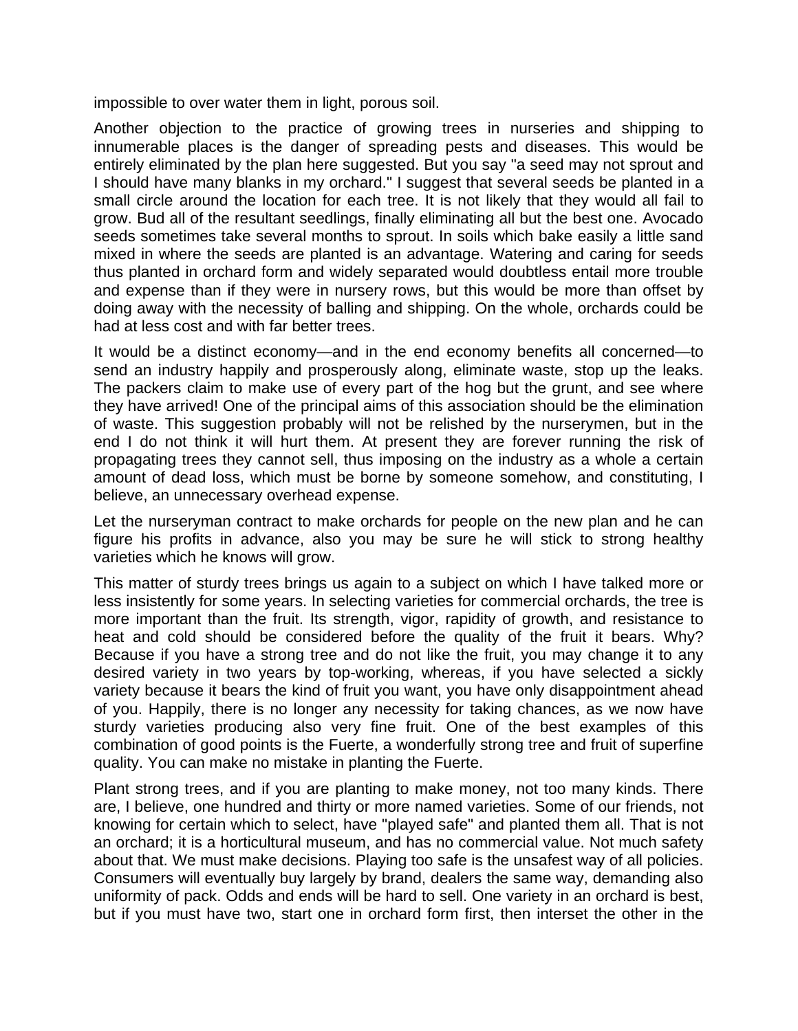impossible to over water them in light, porous soil.

Another objection to the practice of growing trees in nurseries and shipping to innumerable places is the danger of spreading pests and diseases. This would be entirely eliminated by the plan here suggested. But you say "a seed may not sprout and I should have many blanks in my orchard." I suggest that several seeds be planted in a small circle around the location for each tree. It is not likely that they would all fail to grow. Bud all of the resultant seedlings, finally eliminating all but the best one. Avocado seeds sometimes take several months to sprout. In soils which bake easily a little sand mixed in where the seeds are planted is an advantage. Watering and caring for seeds thus planted in orchard form and widely separated would doubtless entail more trouble and expense than if they were in nursery rows, but this would be more than offset by doing away with the necessity of balling and shipping. On the whole, orchards could be had at less cost and with far better trees.

It would be a distinct economy—and in the end economy benefits all concerned—to send an industry happily and prosperously along, eliminate waste, stop up the leaks. The packers claim to make use of every part of the hog but the grunt, and see where they have arrived! One of the principal aims of this association should be the elimination of waste. This suggestion probably will not be relished by the nurserymen, but in the end I do not think it will hurt them. At present they are forever running the risk of propagating trees they cannot sell, thus imposing on the industry as a whole a certain amount of dead loss, which must be borne by someone somehow, and constituting, I believe, an unnecessary overhead expense.

Let the nurseryman contract to make orchards for people on the new plan and he can figure his profits in advance, also you may be sure he will stick to strong healthy varieties which he knows will grow.

This matter of sturdy trees brings us again to a subject on which I have talked more or less insistently for some years. In selecting varieties for commercial orchards, the tree is more important than the fruit. Its strength, vigor, rapidity of growth, and resistance to heat and cold should be considered before the quality of the fruit it bears. Why? Because if you have a strong tree and do not like the fruit, you may change it to any desired variety in two years by top-working, whereas, if you have selected a sickly variety because it bears the kind of fruit you want, you have only disappointment ahead of you. Happily, there is no longer any necessity for taking chances, as we now have sturdy varieties producing also very fine fruit. One of the best examples of this combination of good points is the Fuerte, a wonderfully strong tree and fruit of superfine quality. You can make no mistake in planting the Fuerte.

Plant strong trees, and if you are planting to make money, not too many kinds. There are, I believe, one hundred and thirty or more named varieties. Some of our friends, not knowing for certain which to select, have "played safe" and planted them all. That is not an orchard; it is a horticultural museum, and has no commercial value. Not much safety about that. We must make decisions. Playing too safe is the unsafest way of all policies. Consumers will eventually buy largely by brand, dealers the same way, demanding also uniformity of pack. Odds and ends will be hard to sell. One variety in an orchard is best, but if you must have two, start one in orchard form first, then interset the other in the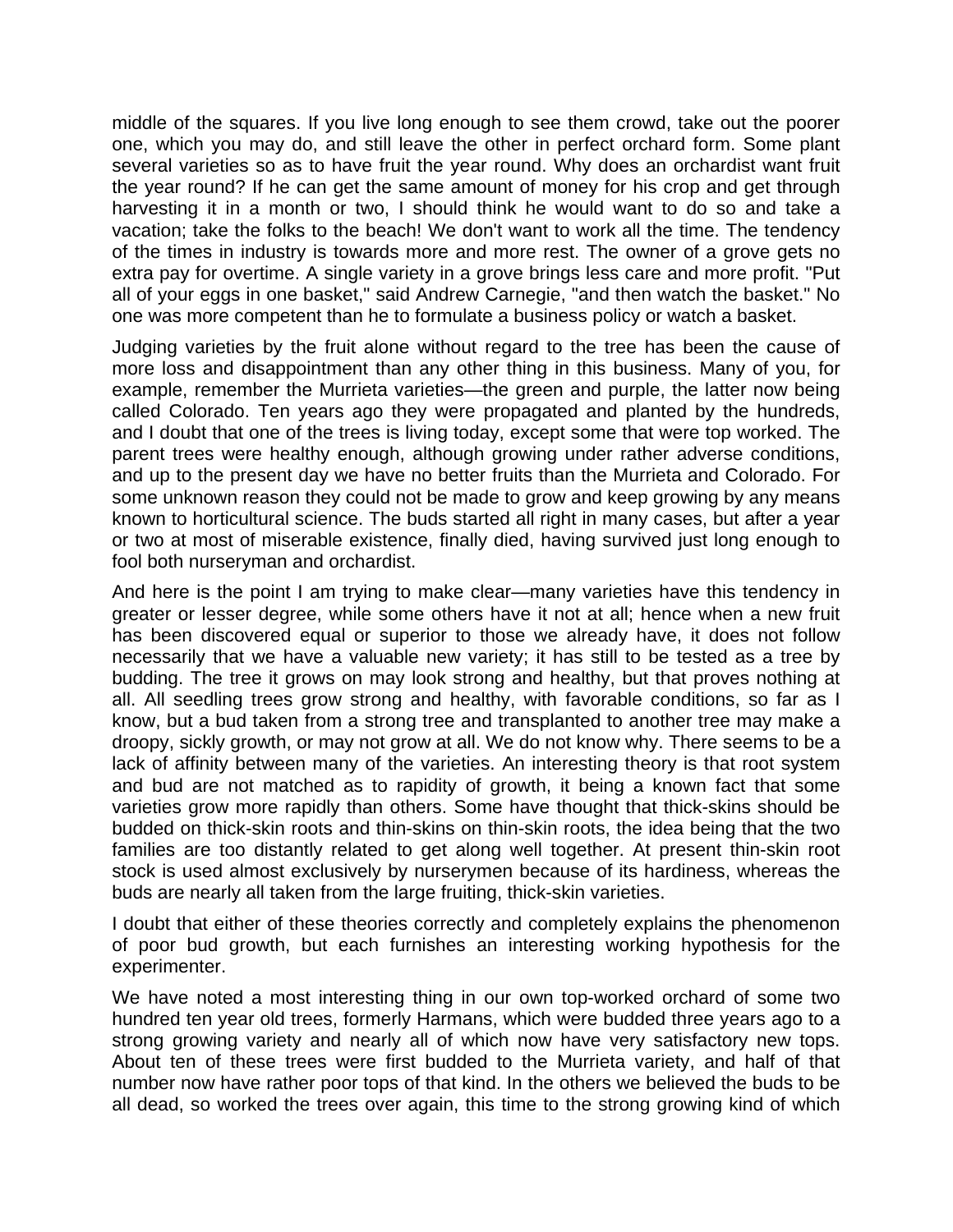middle of the squares. If you live long enough to see them crowd, take out the poorer one, which you may do, and still leave the other in perfect orchard form. Some plant several varieties so as to have fruit the year round. Why does an orchardist want fruit the year round? If he can get the same amount of money for his crop and get through harvesting it in a month or two, I should think he would want to do so and take a vacation; take the folks to the beach! We don't want to work all the time. The tendency of the times in industry is towards more and more rest. The owner of a grove gets no extra pay for overtime. A single variety in a grove brings less care and more profit. "Put all of your eggs in one basket," said Andrew Carnegie, "and then watch the basket." No one was more competent than he to formulate a business policy or watch a basket.

Judging varieties by the fruit alone without regard to the tree has been the cause of more loss and disappointment than any other thing in this business. Many of you, for example, remember the Murrieta varieties—the green and purple, the latter now being called Colorado. Ten years ago they were propagated and planted by the hundreds, and I doubt that one of the trees is living today, except some that were top worked. The parent trees were healthy enough, although growing under rather adverse conditions, and up to the present day we have no better fruits than the Murrieta and Colorado. For some unknown reason they could not be made to grow and keep growing by any means known to horticultural science. The buds started all right in many cases, but after a year or two at most of miserable existence, finally died, having survived just long enough to fool both nurseryman and orchardist.

And here is the point I am trying to make clear—many varieties have this tendency in greater or lesser degree, while some others have it not at all; hence when a new fruit has been discovered equal or superior to those we already have, it does not follow necessarily that we have a valuable new variety; it has still to be tested as a tree by budding. The tree it grows on may look strong and healthy, but that proves nothing at all. All seedling trees grow strong and healthy, with favorable conditions, so far as I know, but a bud taken from a strong tree and transplanted to another tree may make a droopy, sickly growth, or may not grow at all. We do not know why. There seems to be a lack of affinity between many of the varieties. An interesting theory is that root system and bud are not matched as to rapidity of growth, it being a known fact that some varieties grow more rapidly than others. Some have thought that thick-skins should be budded on thick-skin roots and thin-skins on thin-skin roots, the idea being that the two families are too distantly related to get along well together. At present thin-skin root stock is used almost exclusively by nurserymen because of its hardiness, whereas the buds are nearly all taken from the large fruiting, thick-skin varieties.

I doubt that either of these theories correctly and completely explains the phenomenon of poor bud growth, but each furnishes an interesting working hypothesis for the experimenter.

We have noted a most interesting thing in our own top-worked orchard of some two hundred ten year old trees, formerly Harmans, which were budded three years ago to a strong growing variety and nearly all of which now have very satisfactory new tops. About ten of these trees were first budded to the Murrieta variety, and half of that number now have rather poor tops of that kind. In the others we believed the buds to be all dead, so worked the trees over again, this time to the strong growing kind of which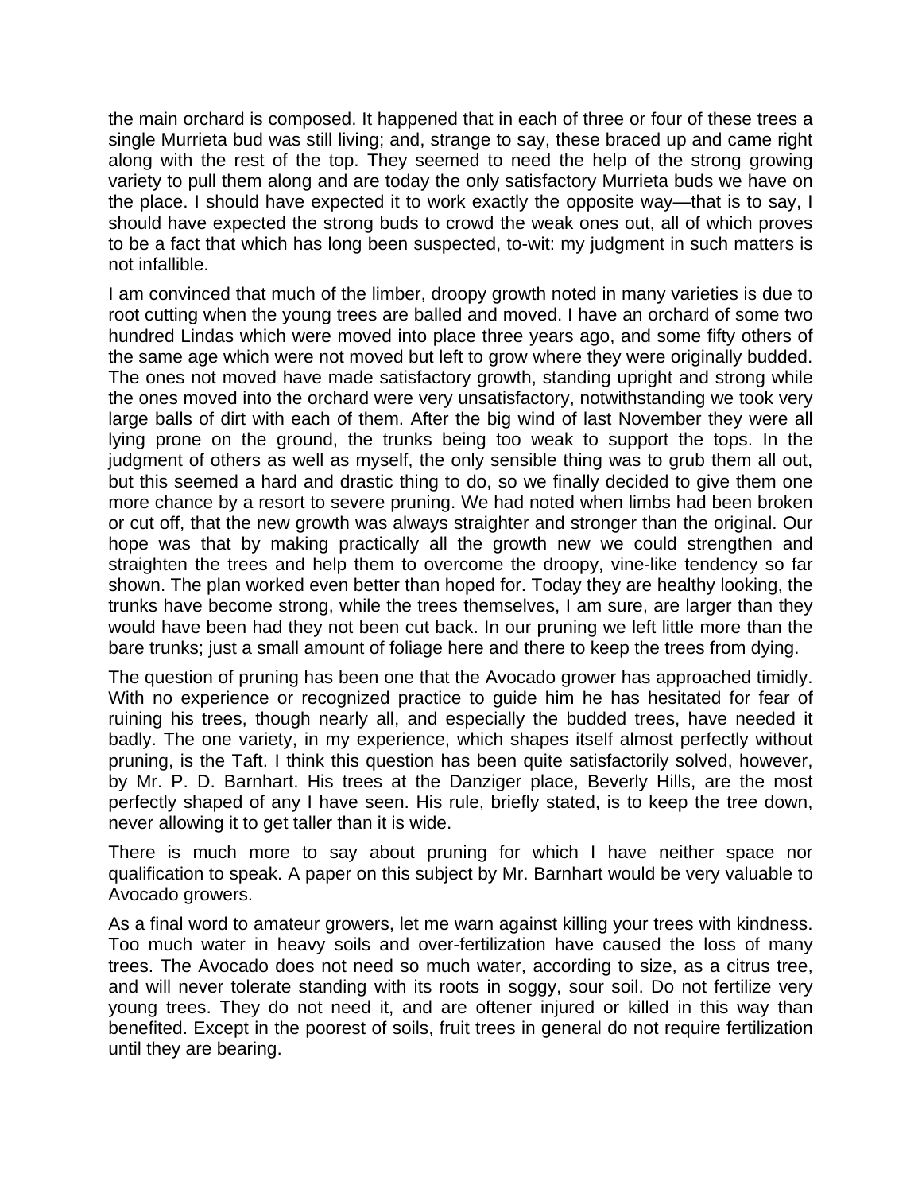the main orchard is composed. It happened that in each of three or four of these trees a single Murrieta bud was still living; and, strange to say, these braced up and came right along with the rest of the top. They seemed to need the help of the strong growing variety to pull them along and are today the only satisfactory Murrieta buds we have on the place. I should have expected it to work exactly the opposite way—that is to say, I should have expected the strong buds to crowd the weak ones out, all of which proves to be a fact that which has long been suspected, to-wit: my judgment in such matters is not infallible.

I am convinced that much of the limber, droopy growth noted in many varieties is due to root cutting when the young trees are balled and moved. I have an orchard of some two hundred Lindas which were moved into place three years ago, and some fifty others of the same age which were not moved but left to grow where they were originally budded. The ones not moved have made satisfactory growth, standing upright and strong while the ones moved into the orchard were very unsatisfactory, notwithstanding we took very large balls of dirt with each of them. After the big wind of last November they were all lying prone on the ground, the trunks being too weak to support the tops. In the judgment of others as well as myself, the only sensible thing was to grub them all out, but this seemed a hard and drastic thing to do, so we finally decided to give them one more chance by a resort to severe pruning. We had noted when limbs had been broken or cut off, that the new growth was always straighter and stronger than the original. Our hope was that by making practically all the growth new we could strengthen and straighten the trees and help them to overcome the droopy, vine-like tendency so far shown. The plan worked even better than hoped for. Today they are healthy looking, the trunks have become strong, while the trees themselves, I am sure, are larger than they would have been had they not been cut back. In our pruning we left little more than the bare trunks; just a small amount of foliage here and there to keep the trees from dying.

The question of pruning has been one that the Avocado grower has approached timidly. With no experience or recognized practice to guide him he has hesitated for fear of ruining his trees, though nearly all, and especially the budded trees, have needed it badly. The one variety, in my experience, which shapes itself almost perfectly without pruning, is the Taft. I think this question has been quite satisfactorily solved, however, by Mr. P. D. Barnhart. His trees at the Danziger place, Beverly Hills, are the most perfectly shaped of any I have seen. His rule, briefly stated, is to keep the tree down, never allowing it to get taller than it is wide.

There is much more to say about pruning for which I have neither space nor qualification to speak. A paper on this subject by Mr. Barnhart would be very valuable to Avocado growers.

As a final word to amateur growers, let me warn against killing your trees with kindness. Too much water in heavy soils and over-fertilization have caused the loss of many trees. The Avocado does not need so much water, according to size, as a citrus tree, and will never tolerate standing with its roots in soggy, sour soil. Do not fertilize very young trees. They do not need it, and are oftener injured or killed in this way than benefited. Except in the poorest of soils, fruit trees in general do not require fertilization until they are bearing.